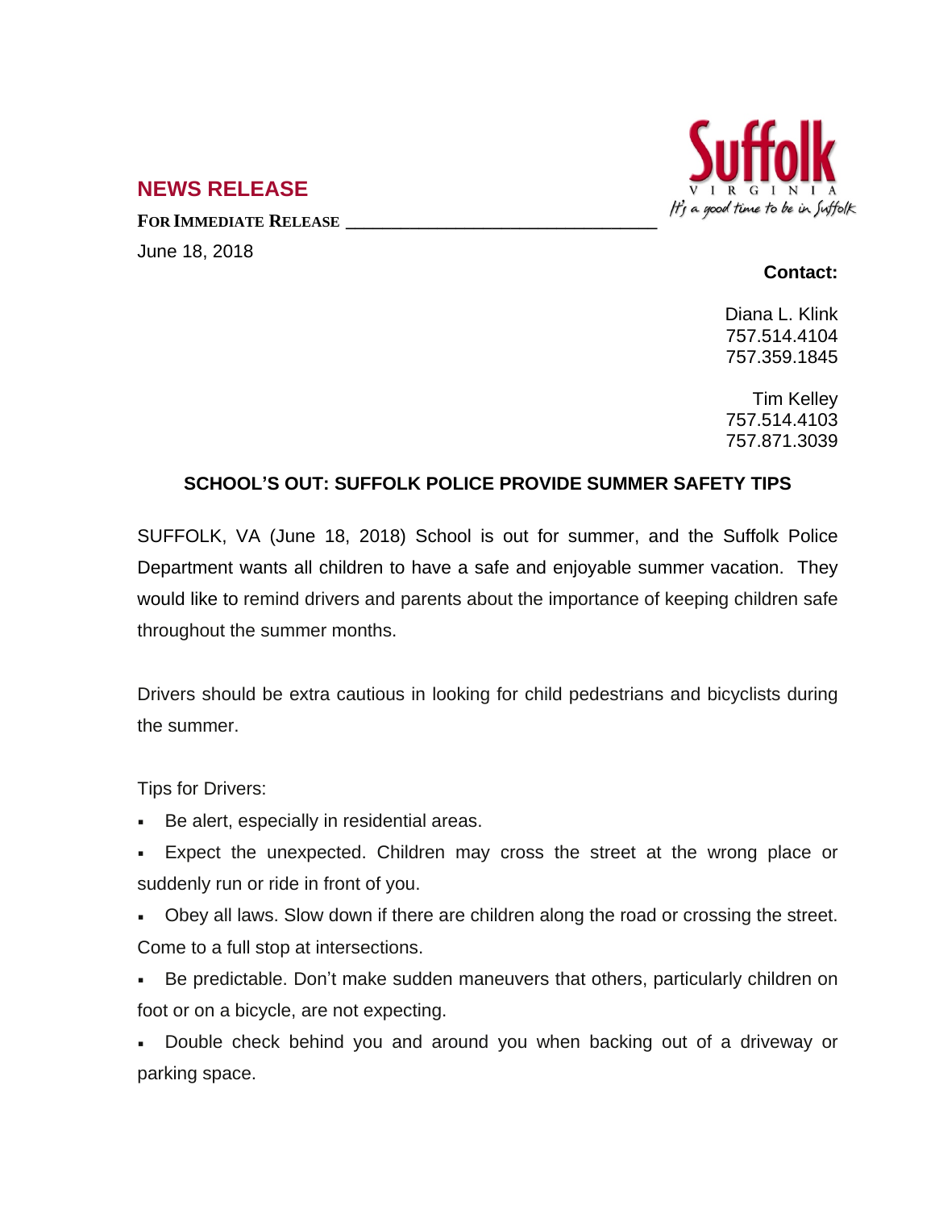## NEWS RELEASE

**FOR IMMEDIATE RELEASE**

June 18, 2018

Suffolk VIRGINIA It's a good time to be in Suffolk

**Contact:**

Diana L. Klink
757.514.4104
757.359.1845

Tim Kelley
757.514.4103
757.871.3039

### SCHOOL'S OUT: SUFFOLK POLICE PROVIDE SUMMER SAFETY TIPS

SUFFOLK, VA (June 18, 2018) School is out for summer, and the Suffolk Police Department wants all children to have a safe and enjoyable summer vacation. They would like to remind drivers and parents about the importance of keeping children safe throughout the summer months.

Drivers should be extra cautious in looking for child pedestrians and bicyclists during the summer.

Tips for Drivers:

- Be alert, especially in residential areas.
- Expect the unexpected. Children may cross the street at the wrong place or suddenly run or ride in front of you.
- Obey all laws. Slow down if there are children along the road or crossing the street. Come to a full stop at intersections.
- Be predictable. Don't make sudden maneuvers that others, particularly children on foot or on a bicycle, are not expecting.
- Double check behind you and around you when backing out of a driveway or parking space.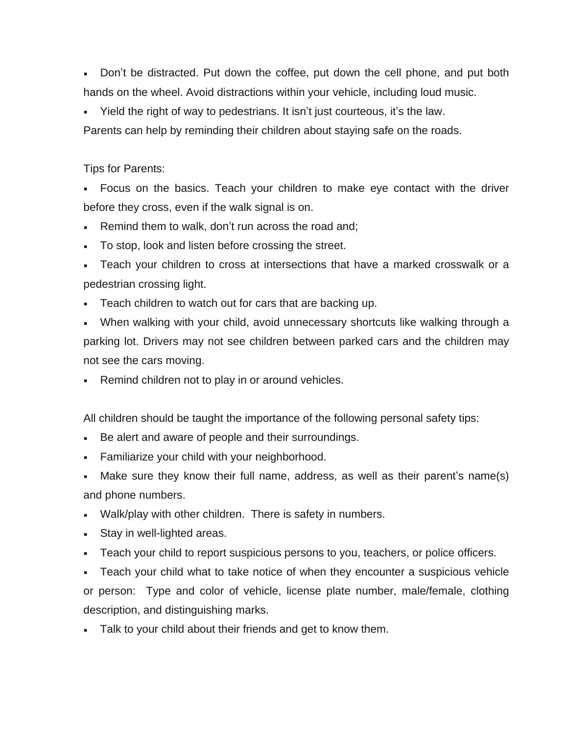- Don't be distracted. Put down the coffee, put down the cell phone, and put both hands on the wheel. Avoid distractions within your vehicle, including loud music.
- Yield the right of way to pedestrians. It isn't just courteous, it's the law.

Parents can help by reminding their children about staying safe on the roads.

Tips for Parents:

- Focus on the basics. Teach your children to make eye contact with the driver before they cross, even if the walk signal is on.
- Remind them to walk, don't run across the road and;
- To stop, look and listen before crossing the street.
- Teach your children to cross at intersections that have a marked crosswalk or a pedestrian crossing light.
- Teach children to watch out for cars that are backing up.
- When walking with your child, avoid unnecessary shortcuts like walking through a parking lot. Drivers may not see children between parked cars and the children may not see the cars moving.
- Remind children not to play in or around vehicles.

All children should be taught the importance of the following personal safety tips:

- Be alert and aware of people and their surroundings.
- Familiarize your child with your neighborhood.
- Make sure they know their full name, address, as well as their parent's name(s) and phone numbers.
- Walk/play with other children. There is safety in numbers.
- Stay in well-lighted areas.
- Teach your child to report suspicious persons to you, teachers, or police officers.
- Teach your child what to take notice of when they encounter a suspicious vehicle or person: Type and color of vehicle, license plate number, male/female, clothing description, and distinguishing marks.
- Talk to your child about their friends and get to know them.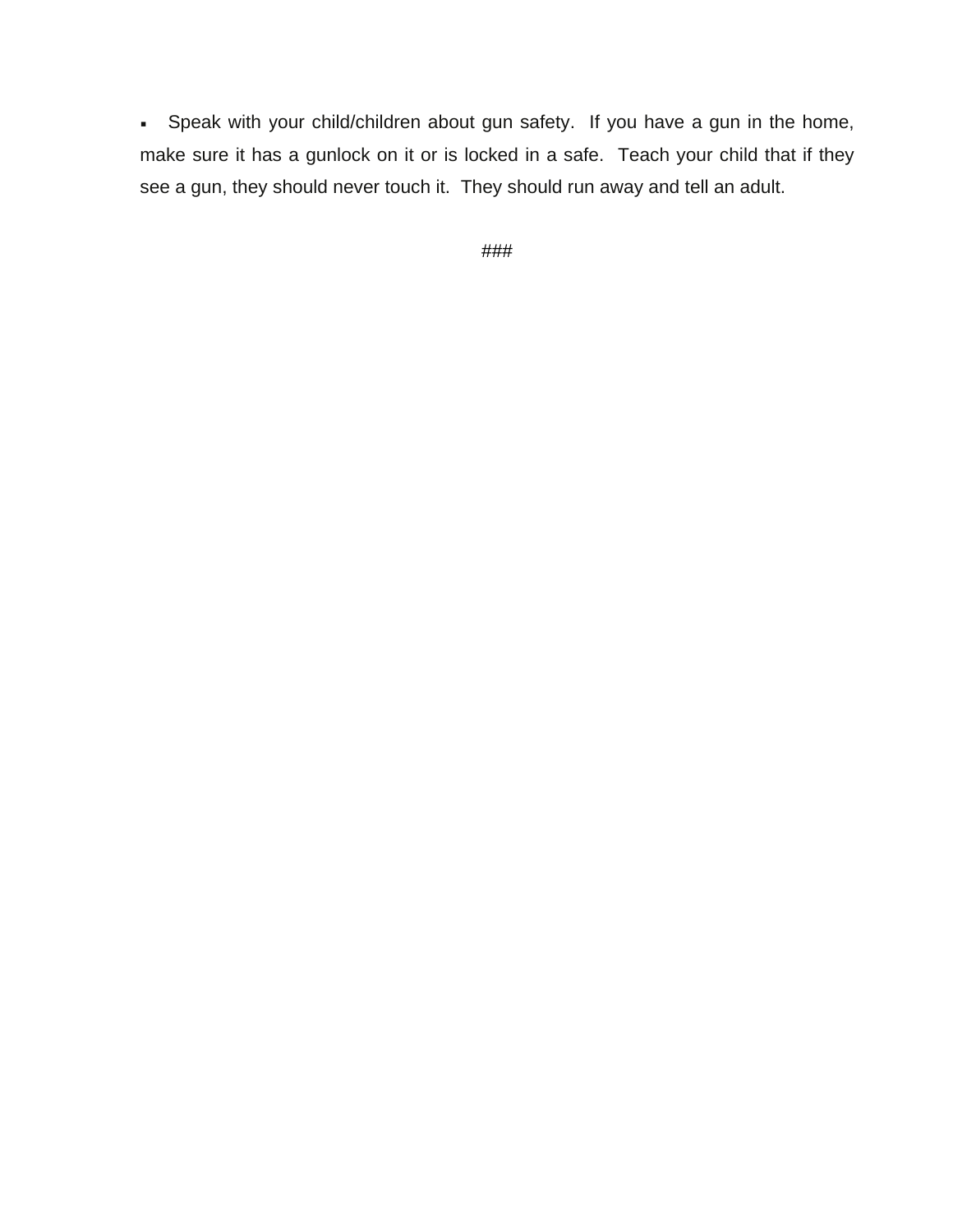- Speak with your child/children about gun safety.  If you have a gun in the home, make sure it has a gunlock on it or is locked in a safe.  Teach your child that if they see a gun, they should never touch it.  They should run away and tell an adult.

###